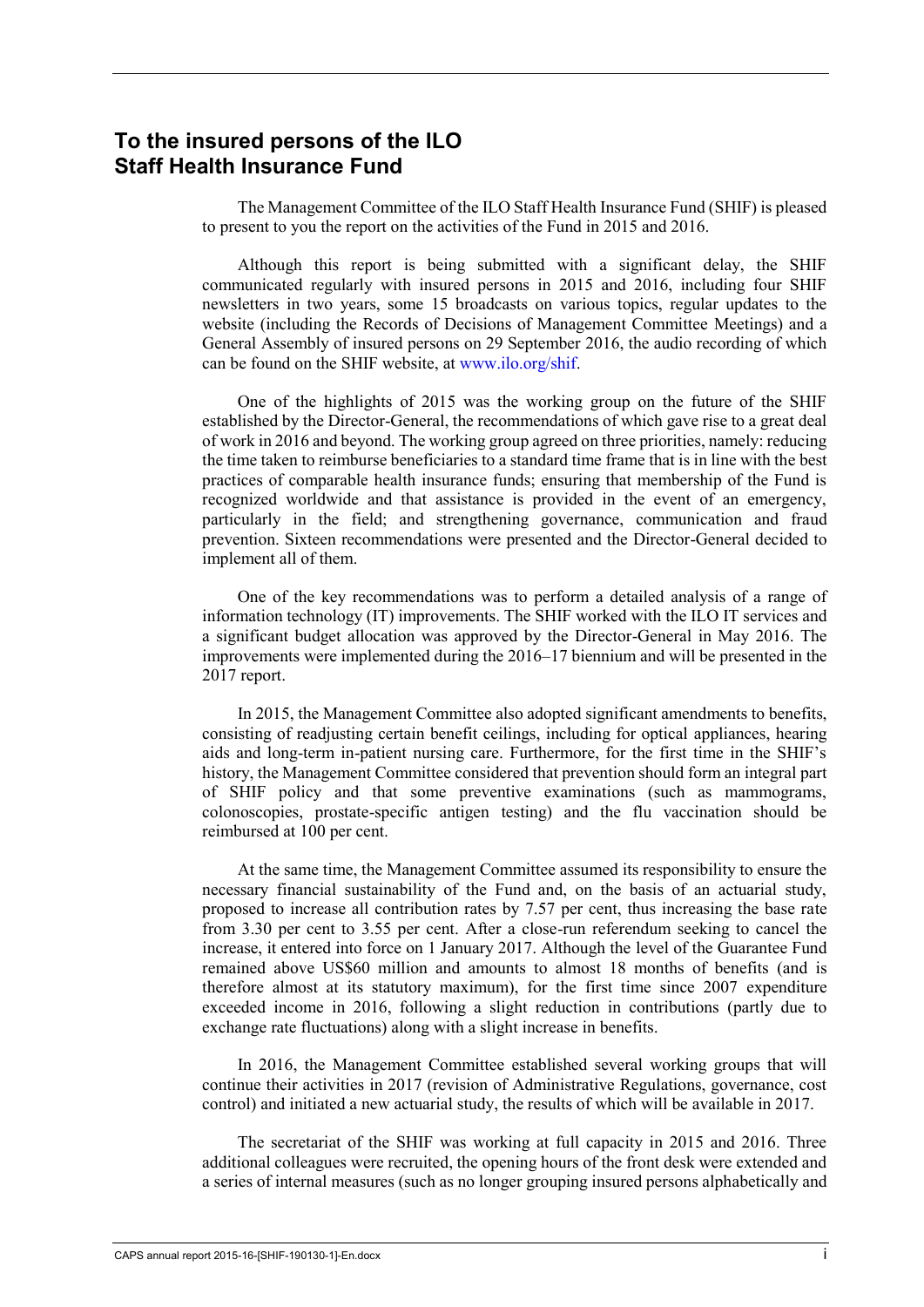# To the insured persons of the ILO Staff Health Insurance Fund

The Management Committee of the ILO Staff Health Insurance Fund (SHIF) is pleased to present to you the report on the activities of the Fund in 2015 and 2016.

Although this report is being submitted with a significant delay, the SHIF communicated regularly with insured persons in 2015 and 2016, including four SHIF newsletters in two years, some 15 broadcasts on various topics, regular updates to the website (including the Records of Decisions of Management Committee Meetings) and a General Assembly of insured persons on 29 September 2016, the audio recording of which can be found on the SHIF website, at www.ilo.org/shif.

One of the highlights of 2015 was the working group on the future of the SHIF established by the Director-General, the recommendations of which gave rise to a great deal of work in 2016 and beyond. The working group agreed on three priorities, namely: reducing the time taken to reimburse beneficiaries to a standard time frame that is in line with the best practices of comparable health insurance funds; ensuring that membership of the Fund is recognized worldwide and that assistance is provided in the event of an emergency, particularly in the field; and strengthening governance, communication and fraud prevention. Sixteen recommendations were presented and the Director-General decided to implement all of them.

One of the key recommendations was to perform a detailed analysis of a range of information technology (IT) improvements. The SHIF worked with the ILO IT services and a significant budget allocation was approved by the Director-General in May 2016. The improvements were implemented during the 2016–17 biennium and will be presented in the 2017 report.

In 2015, the Management Committee also adopted significant amendments to benefits, consisting of readjusting certain benefit ceilings, including for optical appliances, hearing aids and long-term in-patient nursing care. Furthermore, for the first time in the SHIF's history, the Management Committee considered that prevention should form an integral part of SHIF policy and that some preventive examinations (such as mammograms, colonoscopies, prostate-specific antigen testing) and the flu vaccination should be reimbursed at 100 per cent.

At the same time, the Management Committee assumed its responsibility to ensure the necessary financial sustainability of the Fund and, on the basis of an actuarial study, proposed to increase all contribution rates by 7.57 per cent, thus increasing the base rate from 3.30 per cent to 3.55 per cent. After a close-run referendum seeking to cancel the increase, it entered into force on 1 January 2017. Although the level of the Guarantee Fund remained above US$60 million and amounts to almost 18 months of benefits (and is therefore almost at its statutory maximum), for the first time since 2007 expenditure exceeded income in 2016, following a slight reduction in contributions (partly due to exchange rate fluctuations) along with a slight increase in benefits.

In 2016, the Management Committee established several working groups that will continue their activities in 2017 (revision of Administrative Regulations, governance, cost control) and initiated a new actuarial study, the results of which will be available in 2017.

The secretariat of the SHIF was working at full capacity in 2015 and 2016. Three additional colleagues were recruited, the opening hours of the front desk were extended and a series of internal measures (such as no longer grouping insured persons alphabetically and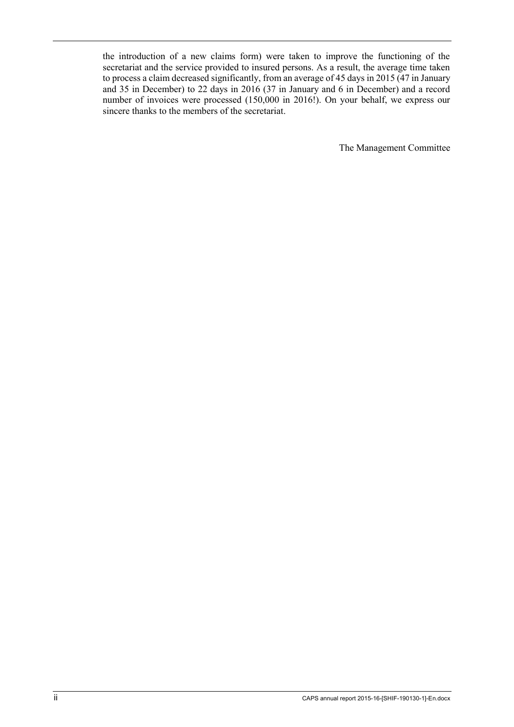the introduction of a new claims form) were taken to improve the functioning of the secretariat and the service provided to insured persons. As a result, the average time taken to process a claim decreased significantly, from an average of 45 days in 2015 (47 in January and 35 in December) to 22 days in 2016 (37 in January and 6 in December) and a record number of invoices were processed (150,000 in 2016!). On your behalf, we express our sincere thanks to the members of the secretariat.

The Management Committee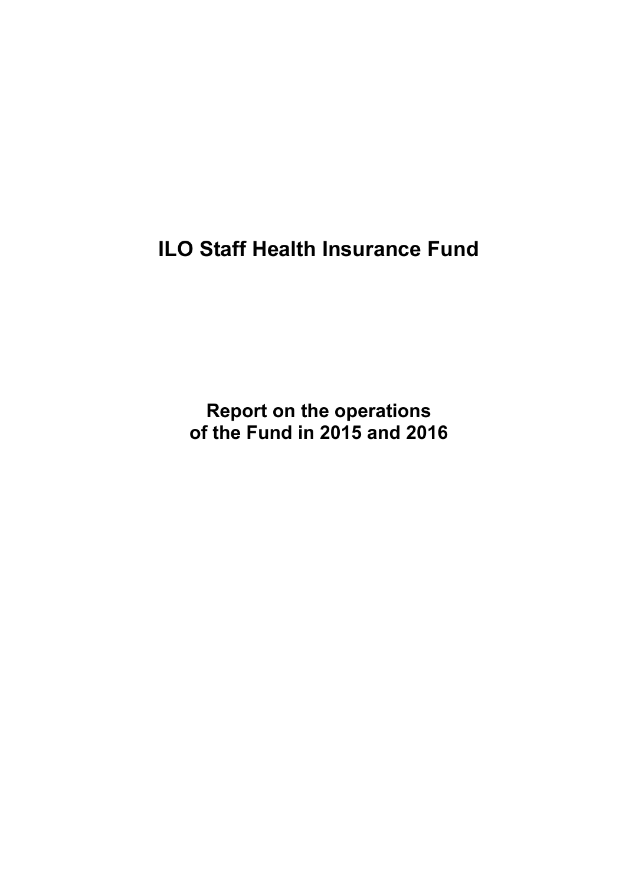# ILO Staff Health Insurance Fund

## Report on the operations of the Fund in 2015 and 2016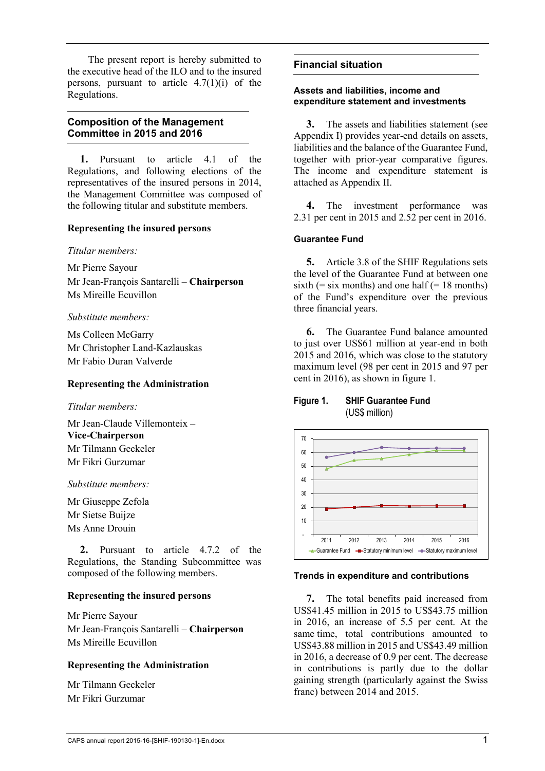The present report is hereby submitted to the executive head of the ILO and to the insured persons, pursuant to article 4.7(1)(i) of the Regulations.

## Composition of the Management Committee in 2015 and 2016

**1.** Pursuant to article 4.1 of the Regulations, and following elections of the representatives of the insured persons in 2014, the Management Committee was composed of the following titular and substitute members.

### Representing the insured persons

*Titular members:*

Mr Pierre Sayour
Mr Jean-François Santarelli – **Chairperson**
Ms Mireille Ecuvillon

*Substitute members:*

Ms Colleen McGarry
Mr Christopher Land-Kazlauskas
Mr Fabio Duran Valverde

### Representing the Administration

*Titular members:*

Mr Jean-Claude Villemonteix – **Vice-Chairperson**
Mr Tilmann Geckeler
Mr Fikri Gurzumar

*Substitute members:*

Mr Giuseppe Zefola
Mr Sietse Buijze
Ms Anne Drouin

**2.** Pursuant to article 4.7.2 of the Regulations, the Standing Subcommittee was composed of the following members.

### Representing the insured persons

Mr Pierre Sayour
Mr Jean-François Santarelli – **Chairperson**
Ms Mireille Ecuvillon

### Representing the Administration

Mr Tilmann Geckeler
Mr Fikri Gurzumar

## Financial situation

### Assets and liabilities, income and expenditure statement and investments

**3.** The assets and liabilities statement (see Appendix I) provides year-end details on assets, liabilities and the balance of the Guarantee Fund, together with prior-year comparative figures. The income and expenditure statement is attached as Appendix II.

**4.** The investment performance was 2.31 per cent in 2015 and 2.52 per cent in 2016.

### Guarantee Fund

**5.** Article 3.8 of the SHIF Regulations sets the level of the Guarantee Fund at between one sixth (= six months) and one half (= 18 months) of the Fund's expenditure over the previous three financial years.

**6.** The Guarantee Fund balance amounted to just over US$61 million at year-end in both 2015 and 2016, which was close to the statutory maximum level (98 per cent in 2015 and 97 per cent in 2016), as shown in figure 1.

**Figure 1. SHIF Guarantee Fund**
(US$ million)

| Year | Guarantee Fund | Statutory minimum level | Statutory maximum level |
|---|---|---|---|
| 2011 | 48 | 19 | 56 |
| 2012 | 54 | 20 | 60 |
| 2013 | 55 | 21 | 63 |
| 2014 | 58 | 21 | 62 |
| 2015 | 61 | 21 | 63 |
| 2016 | 61 | 21 | 62 |

### Trends in expenditure and contributions

**7.** The total benefits paid increased from US$41.45 million in 2015 to US$43.75 million in 2016, an increase of 5.5 per cent. At the same time, total contributions amounted to US$43.88 million in 2015 and US$43.49 million in 2016, a decrease of 0.9 per cent. The decrease in contributions is partly due to the dollar gaining strength (particularly against the Swiss franc) between 2014 and 2015.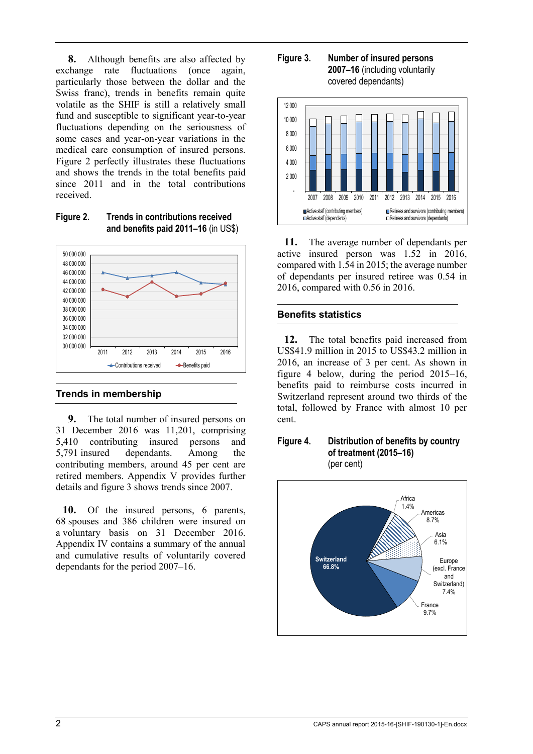**8.** Although benefits are also affected by exchange rate fluctuations (once again, particularly those between the dollar and the Swiss franc), trends in benefits remain quite volatile as the SHIF is still a relatively small fund and susceptible to significant year-to-year fluctuations depending on the seriousness of some cases and year-on-year variations in the medical care consumption of insured persons. Figure 2 perfectly illustrates these fluctuations and shows the trends in the total benefits paid since 2011 and in the total contributions received.

**Figure 2. Trends in contributions received and benefits paid 2011–16** (in US$)

## Trends in membership

**9.** The total number of insured persons on 31 December 2016 was 11,201, comprising 5,410 contributing insured persons and 5,791 insured dependants. Among the contributing members, around 45 per cent are retired members. Appendix V provides further details and figure 3 shows trends since 2007.

**10.** Of the insured persons, 6 parents, 68 spouses and 386 children were insured on a voluntary basis on 31 December 2016. Appendix IV contains a summary of the annual and cumulative results of voluntarily covered dependants for the period 2007–16.

**Figure 3. Number of insured persons 2007–16** (including voluntarily covered dependants)

**11.** The average number of dependants per active insured person was 1.52 in 2016, compared with 1.54 in 2015; the average number of dependants per insured retiree was 0.54 in 2016, compared with 0.56 in 2016.

## Benefits statistics

**12.** The total benefits paid increased from US$41.9 million in 2015 to US$43.2 million in 2016, an increase of 3 per cent. As shown in figure 4 below, during the period 2015–16, benefits paid to reimburse costs incurred in Switzerland represent around two thirds of the total, followed by France with almost 10 per cent.

**Figure 4. Distribution of benefits by country of treatment (2015–16)** (per cent)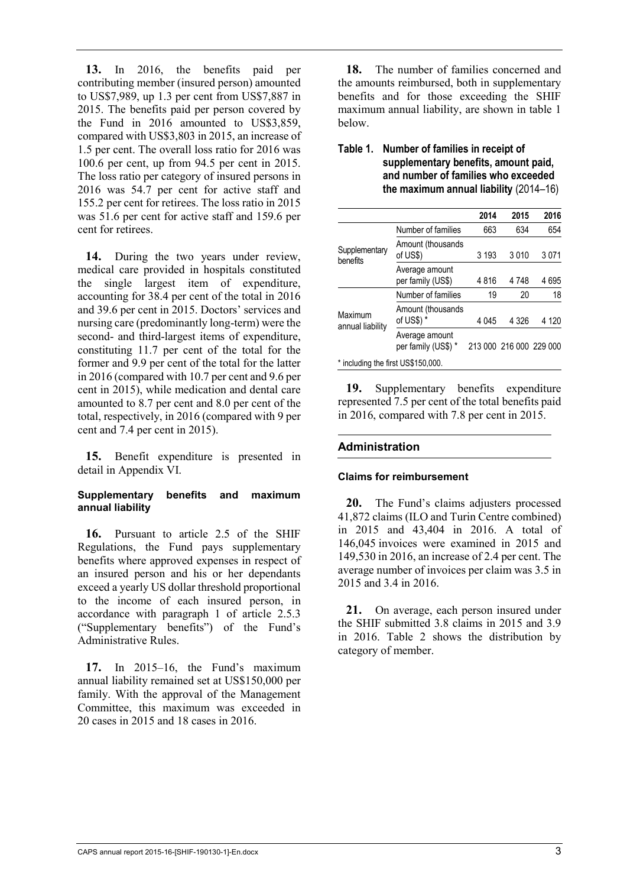**13.** In 2016, the benefits paid per contributing member (insured person) amounted to US$7,989, up 1.3 per cent from US$7,887 in 2015. The benefits paid per person covered by the Fund in 2016 amounted to US$3,859, compared with US$3,803 in 2015, an increase of 1.5 per cent. The overall loss ratio for 2016 was 100.6 per cent, up from 94.5 per cent in 2015. The loss ratio per category of insured persons in 2016 was 54.7 per cent for active staff and 155.2 per cent for retirees. The loss ratio in 2015 was 51.6 per cent for active staff and 159.6 per cent for retirees.

**14.** During the two years under review, medical care provided in hospitals constituted the single largest item of expenditure, accounting for 38.4 per cent of the total in 2016 and 39.6 per cent in 2015. Doctors' services and nursing care (predominantly long-term) were the second- and third-largest items of expenditure, constituting 11.7 per cent of the total for the former and 9.9 per cent of the total for the latter in 2016 (compared with 10.7 per cent and 9.6 per cent in 2015), while medication and dental care amounted to 8.7 per cent and 8.0 per cent of the total, respectively, in 2016 (compared with 9 per cent and 7.4 per cent in 2015).

**15.** Benefit expenditure is presented in detail in Appendix VI.

#### Supplementary benefits and maximum annual liability

**16.** Pursuant to article 2.5 of the SHIF Regulations, the Fund pays supplementary benefits where approved expenses in respect of an insured person and his or her dependants exceed a yearly US dollar threshold proportional to the income of each insured person, in accordance with paragraph 1 of article 2.5.3 ("Supplementary benefits") of the Fund's Administrative Rules.

**17.** In 2015–16, the Fund's maximum annual liability remained set at US$150,000 per family. With the approval of the Management Committee, this maximum was exceeded in 20 cases in 2015 and 18 cases in 2016.

**18.** The number of families concerned and the amounts reimbursed, both in supplementary benefits and for those exceeding the SHIF maximum annual liability, are shown in table 1 below.

**Table 1. Number of families in receipt of supplementary benefits, amount paid, and number of families who exceeded the maximum annual liability** (2014–16)

| | | 2014 | 2015 | 2016 |
|---|---|---|---|---|
| Supplementary benefits | Number of families | 663 | 634 | 654 |
| | Amount (thousands of US$) | 3 193 | 3 010 | 3 071 |
| | Average amount per family (US$) | 4 816 | 4 748 | 4 695 |
| Maximum annual liability | Number of families | 19 | 20 | 18 |
| | Amount (thousands of US$) * | 4 045 | 4 326 | 4 120 |
| | Average amount per family (US$) * | 213 000 | 216 000 | 229 000 |

\* including the first US$150,000.

**19.** Supplementary benefits expenditure represented 7.5 per cent of the total benefits paid in 2016, compared with 7.8 per cent in 2015.

### Administration

#### Claims for reimbursement

**20.** The Fund's claims adjusters processed 41,872 claims (ILO and Turin Centre combined) in 2015 and 43,404 in 2016. A total of 146,045 invoices were examined in 2015 and 149,530 in 2016, an increase of 2.4 per cent. The average number of invoices per claim was 3.5 in 2015 and 3.4 in 2016.

**21.** On average, each person insured under the SHIF submitted 3.8 claims in 2015 and 3.9 in 2016. Table 2 shows the distribution by category of member.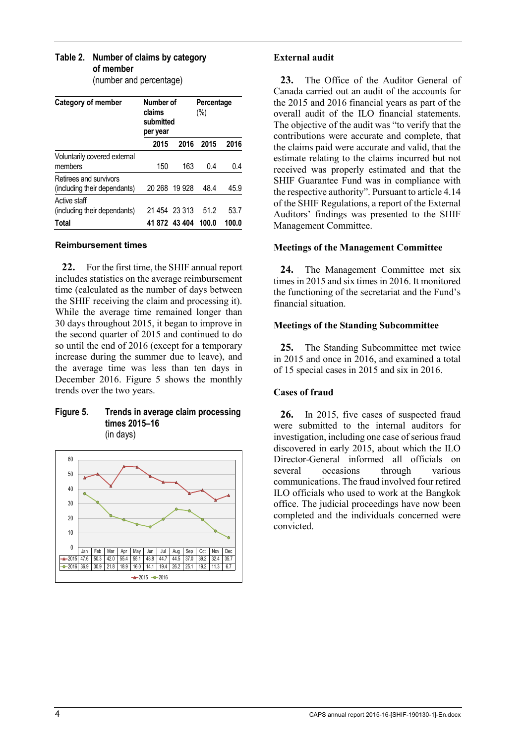**Table 2. Number of claims by category of member**
(number and percentage)

| Category of member | Number of claims submitted per year | | Percentage (%) | |
|---|---|---|---|---|
| | 2015 | 2016 | 2015 | 2016 |
| Voluntarily covered external members | 150 | 163 | 0.4 | 0.4 |
| Retirees and survivors (including their dependants) | 20 268 | 19 928 | 48.4 | 45.9 |
| Active staff (including their dependants) | 21 454 | 23 313 | 51.2 | 53.7 |
| **Total** | **41 872** | **43 404** | **100.0** | **100.0** |

### Reimbursement times

**22.** For the first time, the SHIF annual report includes statistics on the average reimbursement time (calculated as the number of days between the SHIF receiving the claim and processing it). While the average time remained longer than 30 days throughout 2015, it began to improve in the second quarter of 2015 and continued to do so until the end of 2016 (except for a temporary increase during the summer due to leave), and the average time was less than ten days in December 2016. Figure 5 shows the monthly trends over the two years.

**Figure 5. Trends in average claim processing times 2015–16**
(in days)

| | Jan | Feb | Mar | Apr | May | Jun | Jul | Aug | Sep | Oct | Nov | Dec |
|---|---|---|---|---|---|---|---|---|---|---|---|---|
| 2015 | 47.6 | 50.3 | 42.0 | 55.4 | 55.1 | 48.8 | 44.7 | 44.5 | 37.0 | 39.2 | 32.4 | 35.7 |
| 2016 | 36.9 | 30.9 | 21.8 | 18.9 | 16.0 | 14.1 | 19.4 | 26.2 | 25.1 | 19.2 | 11.3 | 6.7 |

### External audit

**23.** The Office of the Auditor General of Canada carried out an audit of the accounts for the 2015 and 2016 financial years as part of the overall audit of the ILO financial statements. The objective of the audit was "to verify that the contributions were accurate and complete, that the claims paid were accurate and valid, that the estimate relating to the claims incurred but not received was properly estimated and that the SHIF Guarantee Fund was in compliance with the respective authority". Pursuant to article 4.14 of the SHIF Regulations, a report of the External Auditors' findings was presented to the SHIF Management Committee.

### Meetings of the Management Committee

**24.** The Management Committee met six times in 2015 and six times in 2016. It monitored the functioning of the secretariat and the Fund's financial situation.

### Meetings of the Standing Subcommittee

**25.** The Standing Subcommittee met twice in 2015 and once in 2016, and examined a total of 15 special cases in 2015 and six in 2016.

### Cases of fraud

**26.** In 2015, five cases of suspected fraud were submitted to the internal auditors for investigation, including one case of serious fraud discovered in early 2015, about which the ILO Director-General informed all officials on several occasions through various communications. The fraud involved four retired ILO officials who used to work at the Bangkok office. The judicial proceedings have now been completed and the individuals concerned were convicted.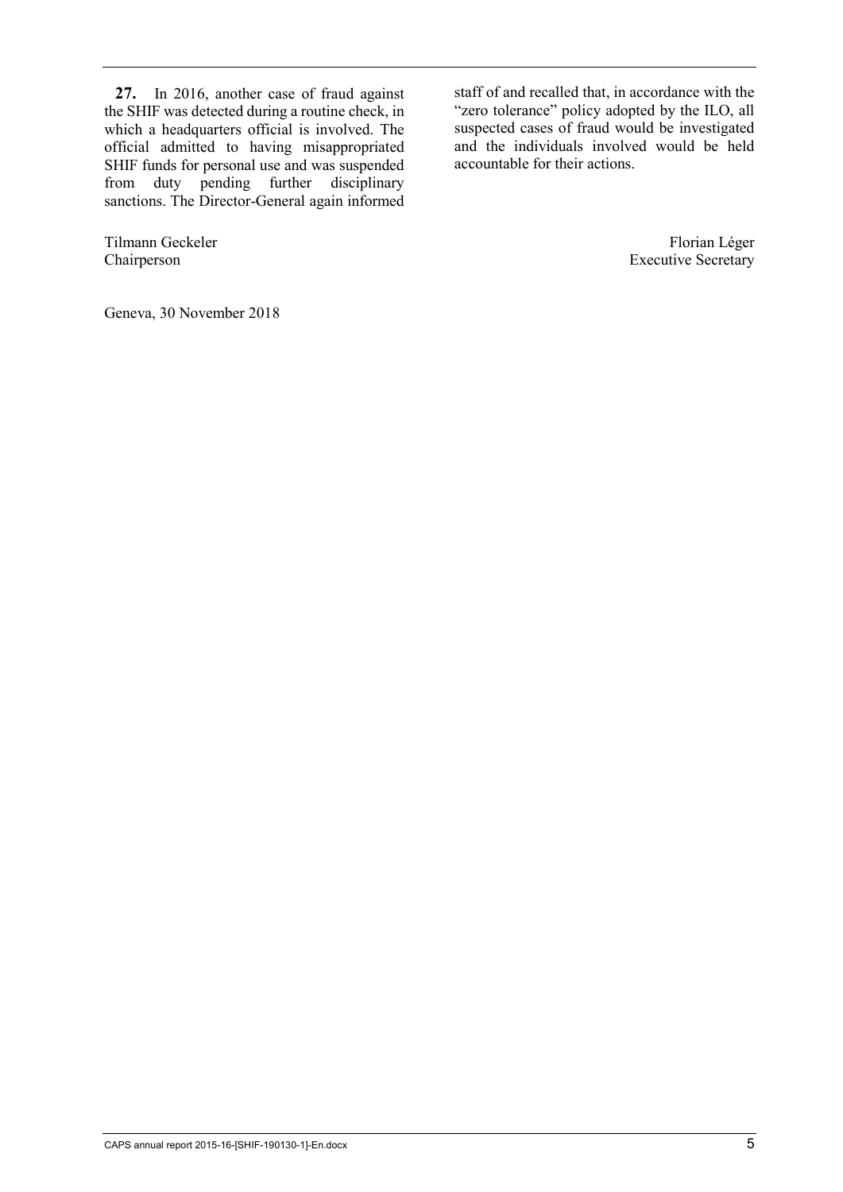**27.** In 2016, another case of fraud against the SHIF was detected during a routine check, in which a headquarters official is involved. The official admitted to having misappropriated SHIF funds for personal use and was suspended from duty pending further disciplinary sanctions. The Director-General again informed staff of and recalled that, in accordance with the "zero tolerance" policy adopted by the ILO, all suspected cases of fraud would be investigated and the individuals involved would be held accountable for their actions.

Tilmann Geckeler
Chairperson

Florian Léger
Executive Secretary

Geneva, 30 November 2018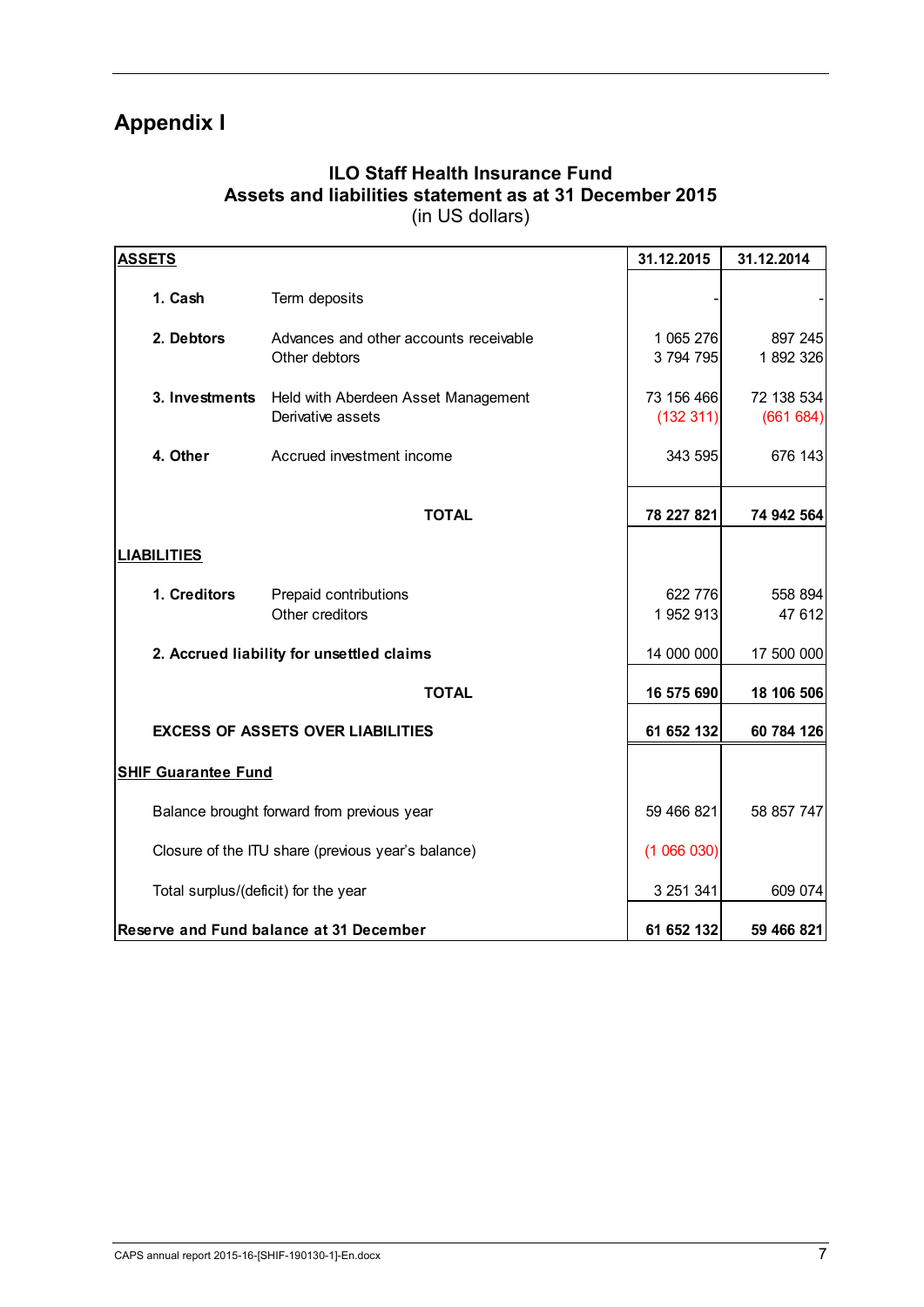# Appendix I

**ILO Staff Health Insurance Fund**
**Assets and liabilities statement as at 31 December 2015**
(in US dollars)

| **ASSETS** | | **31.12.2015** | **31.12.2014** |
|---|---|---|---|
| **1. Cash** | Term deposits | - | - |
| **2. Debtors** | Advances and other accounts receivable | 1 065 276 | 897 245 |
| | Other debtors | 3 794 795 | 1 892 326 |
| **3. Investments** | Held with Aberdeen Asset Management | 73 156 466 | 72 138 534 |
| | Derivative assets | (132 311) | (661 684) |
| **4. Other** | Accrued investment income | 343 595 | 676 143 |
| | **TOTAL** | **78 227 821** | **74 942 564** |
| **LIABILITIES** | | | |
| **1. Creditors** | Prepaid contributions | 622 776 | 558 894 |
| | Other creditors | 1 952 913 | 47 612 |
| **2. Accrued liability for unsettled claims** | | 14 000 000 | 17 500 000 |
| | **TOTAL** | **16 575 690** | **18 106 506** |
| **EXCESS OF ASSETS OVER LIABILITIES** | | **61 652 132** | **60 784 126** |
| **SHIF Guarantee Fund** | | | |
| Balance brought forward from previous year | | 59 466 821 | 58 857 747 |
| Closure of the ITU share (previous year's balance) | | (1 066 030) | |
| Total surplus/(deficit) for the year | | 3 251 341 | 609 074 |
| **Reserve and Fund balance at 31 December** | | **61 652 132** | **59 466 821** |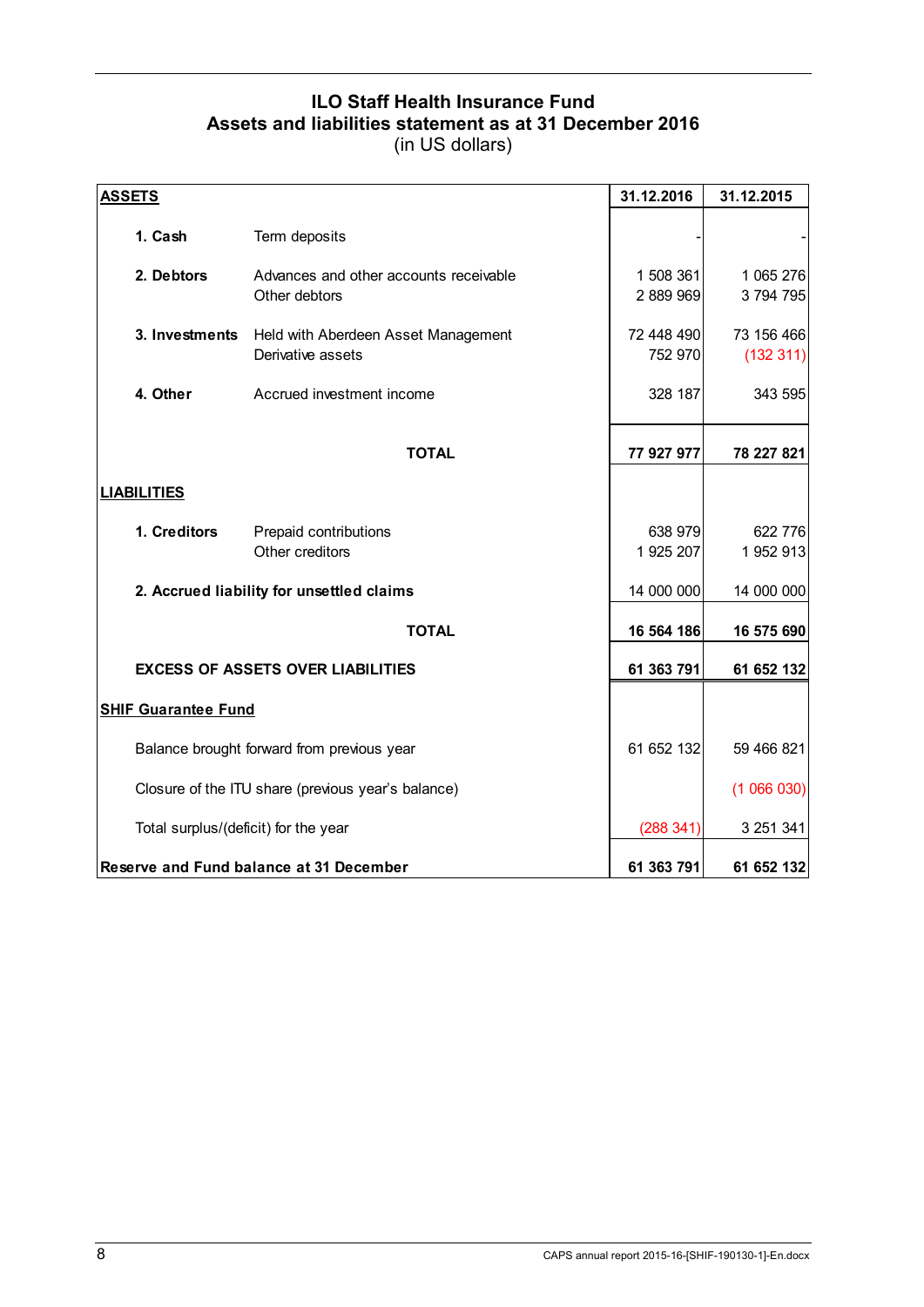# ILO Staff Health Insurance Fund
## Assets and liabilities statement as at 31 December 2016
(in US dollars)

| **ASSETS** | | **31.12.2016** | **31.12.2015** |
|---|---|---|---|
| **1. Cash** | Term deposits | - | - |
| **2. Debtors** | Advances and other accounts receivable | 1 508 361 | 1 065 276 |
| | Other debtors | 2 889 969 | 3 794 795 |
| **3. Investments** | Held with Aberdeen Asset Management | 72 448 490 | 73 156 466 |
| | Derivative assets | 752 970 | (132 311) |
| **4. Other** | Accrued investment income | 328 187 | 343 595 |
| | **TOTAL** | **77 927 977** | **78 227 821** |
| **LIABILITIES** | | | |
| **1. Creditors** | Prepaid contributions | 638 979 | 622 776 |
| | Other creditors | 1 925 207 | 1 952 913 |
| **2. Accrued liability for unsettled claims** | | 14 000 000 | 14 000 000 |
| | **TOTAL** | **16 564 186** | **16 575 690** |
| **EXCESS OF ASSETS OVER LIABILITIES** | | **61 363 791** | **61 652 132** |
| **SHIF Guarantee Fund** | | | |
| Balance brought forward from previous year | | 61 652 132 | 59 466 821 |
| Closure of the ITU share (previous year's balance) | | | (1 066 030) |
| Total surplus/(deficit) for the year | | (288 341) | 3 251 341 |
| **Reserve and Fund balance at 31 December** | | **61 363 791** | **61 652 132** |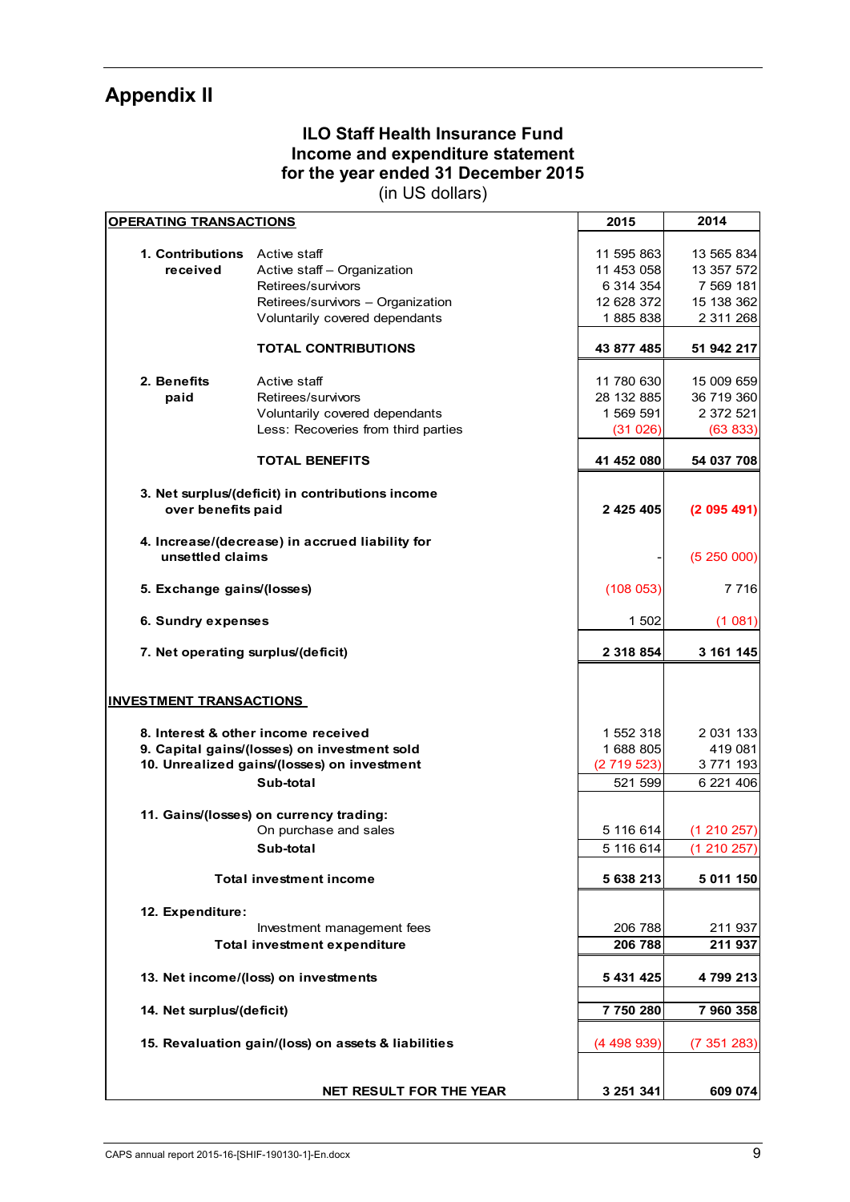# Appendix II

### ILO Staff Health Insurance Fund
### Income and expenditure statement
### for the year ended 31 December 2015
(in US dollars)

| OPERATING TRANSACTIONS | | 2015 | 2014 |
|---|---|---|---|
| **1. Contributions received** | Active staff | 11 595 863 | 13 565 834 |
| | Active staff – Organization | 11 453 058 | 13 357 572 |
| | Retirees/survivors | 6 314 354 | 7 569 181 |
| | Retirees/survivors – Organization | 12 628 372 | 15 138 362 |
| | Voluntarily covered dependants | 1 885 838 | 2 311 268 |
| | **TOTAL CONTRIBUTIONS** | **43 877 485** | **51 942 217** |
| **2. Benefits paid** | Active staff | 11 780 630 | 15 009 659 |
| | Retirees/survivors | 28 132 885 | 36 719 360 |
| | Voluntarily covered dependants | 1 569 591 | 2 372 521 |
| | Less: Recoveries from third parties | (31 026) | (63 833) |
| | **TOTAL BENEFITS** | **41 452 080** | **54 037 708** |
| **3. Net surplus/(deficit) in contributions income over benefits paid** | | **2 425 405** | **(2 095 491)** |
| **4. Increase/(decrease) in accrued liability for unsettled claims** | | - | (5 250 000) |
| **5. Exchange gains/(losses)** | | (108 053) | 7 716 |
| **6. Sundry expenses** | | 1 502 | (1 081) |
| **7. Net operating surplus/(deficit)** | | **2 318 854** | **3 161 145** |
| **INVESTMENT TRANSACTIONS** | | | |
| **8. Interest & other income received** | | 1 552 318 | 2 031 133 |
| **9. Capital gains/(losses) on investment sold** | | 1 688 805 | 419 081 |
| **10. Unrealized gains/(losses) on investment** | | (2 719 523) | 3 771 193 |
| | **Sub-total** | 521 599 | 6 221 406 |
| **11. Gains/(losses) on currency trading:** | | | |
| | On purchase and sales | 5 116 614 | (1 210 257) |
| | **Sub-total** | 5 116 614 | (1 210 257) |
| **Total investment income** | | **5 638 213** | **5 011 150** |
| **12. Expenditure:** | | | |
| | Investment management fees | 206 788 | 211 937 |
| **Total investment expenditure** | | **206 788** | **211 937** |
| **13. Net income/(loss) on investments** | | **5 431 425** | **4 799 213** |
| **14. Net surplus/(deficit)** | | **7 750 280** | **7 960 358** |
| **15. Revaluation gain/(loss) on assets & liabilities** | | (4 498 939) | (7 351 283) |
| **NET RESULT FOR THE YEAR** | | **3 251 341** | **609 074** |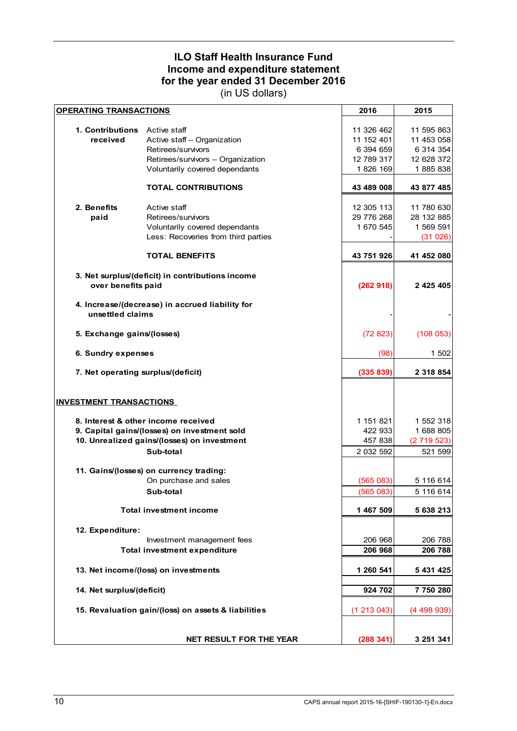# ILO Staff Health Insurance Fund
# Income and expenditure statement
# for the year ended 31 December 2016

(in US dollars)

| OPERATING TRANSACTIONS | | 2016 | 2015 |
|---|---|---|---|
| **1. Contributions received** | Active staff | 11 326 462 | 11 595 863 |
| | Active staff – Organization | 11 152 401 | 11 453 058 |
| | Retirees/survivors | 6 394 659 | 6 314 354 |
| | Retirees/survivors – Organization | 12 789 317 | 12 628 372 |
| | Voluntarily covered dependants | 1 826 169 | 1 885 838 |
| | **TOTAL CONTRIBUTIONS** | **43 489 008** | **43 877 485** |
| **2. Benefits paid** | Active staff | 12 305 113 | 11 780 630 |
| | Retirees/survivors | 29 776 268 | 28 132 885 |
| | Voluntarily covered dependants | 1 670 545 | 1 569 591 |
| | Less: Recoveries from third parties | - | (31 026) |
| | **TOTAL BENEFITS** | **43 751 926** | **41 452 080** |
| **3. Net surplus/(deficit) in contributions income over benefits paid** | | **(262 918)** | **2 425 405** |
| **4. Increase/(decrease) in accrued liability for unsettled claims** | | - | - |
| **5. Exchange gains/(losses)** | | (72 823) | (108 053) |
| **6. Sundry expenses** | | (98) | 1 502 |
| **7. Net operating surplus/(deficit)** | | **(335 839)** | **2 318 854** |
| **INVESTMENT TRANSACTIONS** | | | |
| **8. Interest & other income received** | | 1 151 821 | 1 552 318 |
| **9. Capital gains/(losses) on investment sold** | | 422 933 | 1 688 805 |
| **10. Unrealized gains/(losses) on investment** | | 457 838 | (2 719 523) |
| | **Sub-total** | 2 032 592 | 521 599 |
| **11. Gains/(losses) on currency trading:** | | | |
| | On purchase and sales | (565 083) | 5 116 614 |
| | **Sub-total** | (565 083) | 5 116 614 |
| **Total investment income** | | **1 467 509** | **5 638 213** |
| **12. Expenditure:** | | | |
| | Investment management fees | 206 968 | 206 788 |
| **Total investment expenditure** | | **206 968** | **206 788** |
| **13. Net income/(loss) on investments** | | **1 260 541** | **5 431 425** |
| **14. Net surplus/(deficit)** | | **924 702** | **7 750 280** |
| **15. Revaluation gain/(loss) on assets & liabilities** | | (1 213 043) | (4 498 939) |
| **NET RESULT FOR THE YEAR** | | **(288 341)** | **3 251 341** |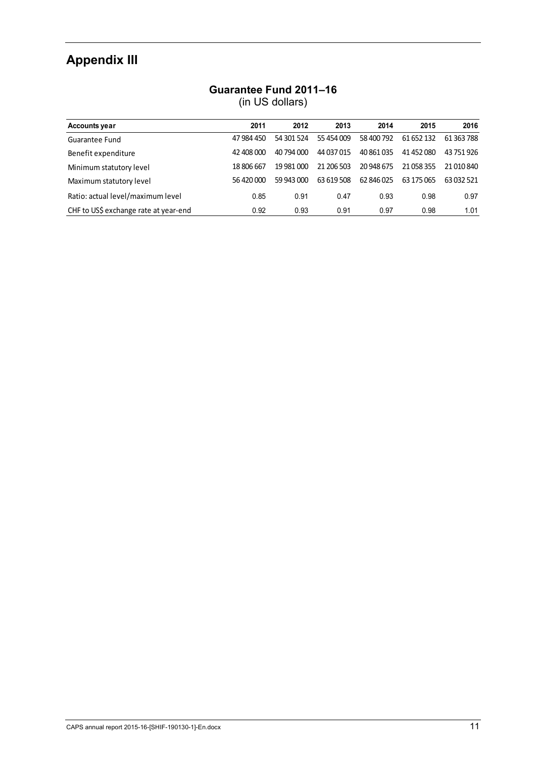# Appendix III

## Guarantee Fund 2011–16
(in US dollars)

| Accounts year | 2011 | 2012 | 2013 | 2014 | 2015 | 2016 |
|---|---|---|---|---|---|---|
| Guarantee Fund | 47 984 450 | 54 301 524 | 55 454 009 | 58 400 792 | 61 652 132 | 61 363 788 |
| Benefit expenditure | 42 408 000 | 40 794 000 | 44 037 015 | 40 861 035 | 41 452 080 | 43 751 926 |
| Minimum statutory level | 18 806 667 | 19 981 000 | 21 206 503 | 20 948 675 | 21 058 355 | 21 010 840 |
| Maximum statutory level | 56 420 000 | 59 943 000 | 63 619 508 | 62 846 025 | 63 175 065 | 63 032 521 |
| Ratio: actual level/maximum level | 0.85 | 0.91 | 0.47 | 0.93 | 0.98 | 0.97 |
| CHF to US$ exchange rate at year-end | 0.92 | 0.93 | 0.91 | 0.97 | 0.98 | 1.01 |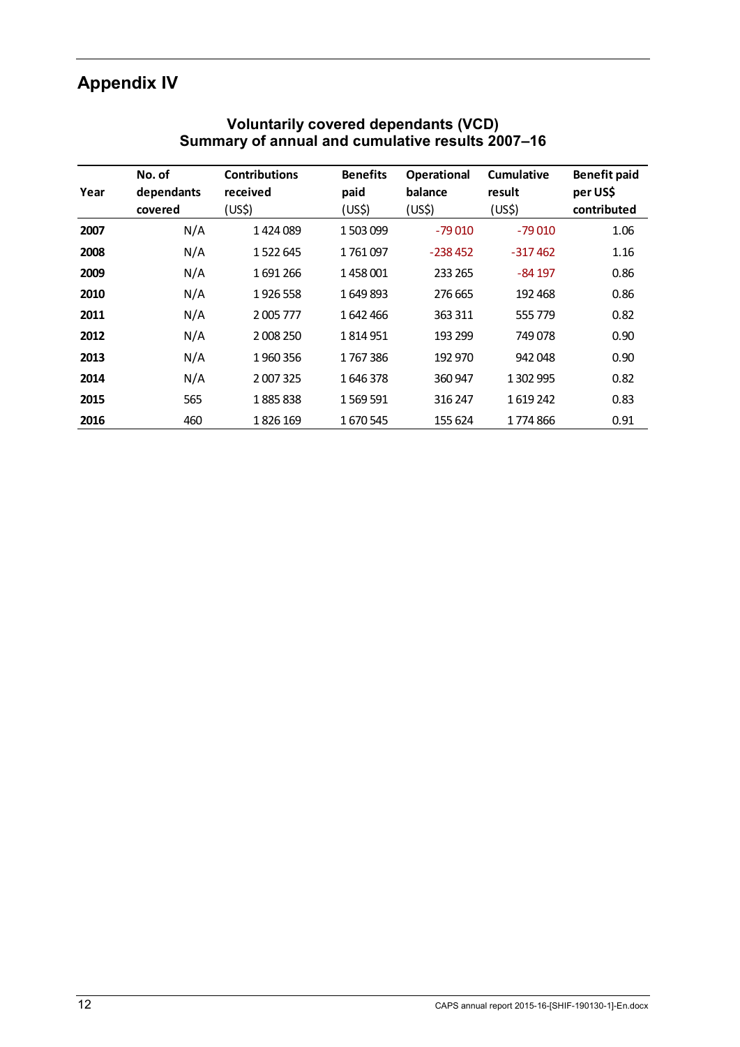# Appendix IV

**Voluntarily covered dependants (VCD)**
**Summary of annual and cumulative results 2007–16**

| Year | No. of dependants covered | Contributions received (US$) | Benefits paid (US$) | Operational balance (US$) | Cumulative result (US$) | Benefit paid per US$ contributed |
|---|---|---|---|---|---|---|
| **2007** | N/A | 1 424 089 | 1 503 099 | -79 010 | -79 010 | 1.06 |
| **2008** | N/A | 1 522 645 | 1 761 097 | -238 452 | -317 462 | 1.16 |
| **2009** | N/A | 1 691 266 | 1 458 001 | 233 265 | -84 197 | 0.86 |
| **2010** | N/A | 1 926 558 | 1 649 893 | 276 665 | 192 468 | 0.86 |
| **2011** | N/A | 2 005 777 | 1 642 466 | 363 311 | 555 779 | 0.82 |
| **2012** | N/A | 2 008 250 | 1 814 951 | 193 299 | 749 078 | 0.90 |
| **2013** | N/A | 1 960 356 | 1 767 386 | 192 970 | 942 048 | 0.90 |
| **2014** | N/A | 2 007 325 | 1 646 378 | 360 947 | 1 302 995 | 0.82 |
| **2015** | 565 | 1 885 838 | 1 569 591 | 316 247 | 1 619 242 | 0.83 |
| **2016** | 460 | 1 826 169 | 1 670 545 | 155 624 | 1 774 866 | 0.91 |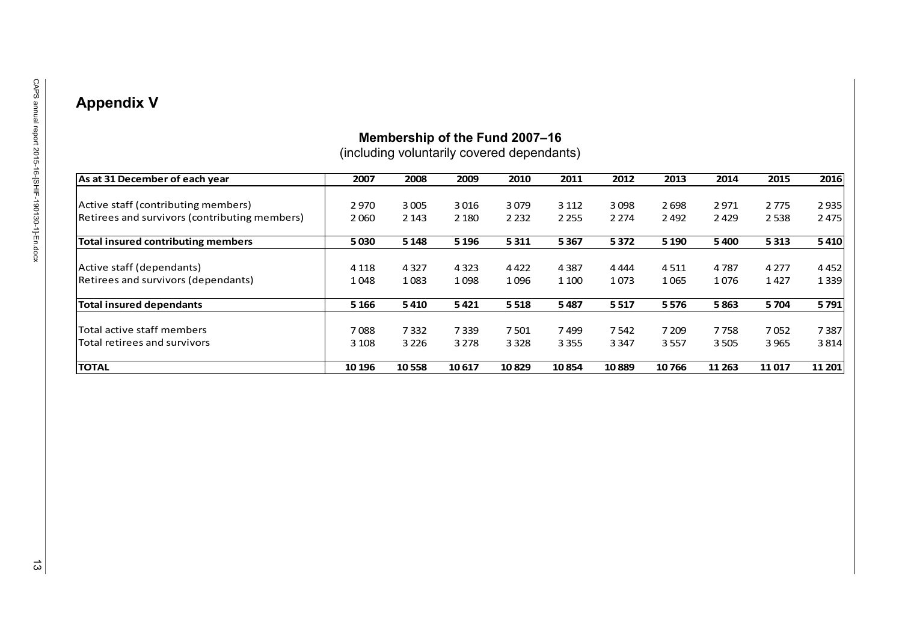## Appendix V

**Membership of the Fund 2007–16**
(including voluntarily covered dependants)

| As at 31 December of each year | 2007 | 2008 | 2009 | 2010 | 2011 | 2012 | 2013 | 2014 | 2015 | 2016 |
|---|---|---|---|---|---|---|---|---|---|---|
| Active staff (contributing members) | 2 970 | 3 005 | 3 016 | 3 079 | 3 112 | 3 098 | 2 698 | 2 971 | 2 775 | 2 935 |
| Retirees and survivors (contributing members) | 2 060 | 2 143 | 2 180 | 2 232 | 2 255 | 2 274 | 2 492 | 2 429 | 2 538 | 2 475 |
| **Total insured contributing members** | **5 030** | **5 148** | **5 196** | **5 311** | **5 367** | **5 372** | **5 190** | **5 400** | **5 313** | **5 410** |
| Active staff (dependants) | 4 118 | 4 327 | 4 323 | 4 422 | 4 387 | 4 444 | 4 511 | 4 787 | 4 277 | 4 452 |
| Retirees and survivors (dependants) | 1 048 | 1 083 | 1 098 | 1 096 | 1 100 | 1 073 | 1 065 | 1 076 | 1 427 | 1 339 |
| **Total insured dependants** | **5 166** | **5 410** | **5 421** | **5 518** | **5 487** | **5 517** | **5 576** | **5 863** | **5 704** | **5 791** |
| Total active staff members | 7 088 | 7 332 | 7 339 | 7 501 | 7 499 | 7 542 | 7 209 | 7 758 | 7 052 | 7 387 |
| Total retirees and survivors | 3 108 | 3 226 | 3 278 | 3 328 | 3 355 | 3 347 | 3 557 | 3 505 | 3 965 | 3 814 |
| **TOTAL** | **10 196** | **10 558** | **10 617** | **10 829** | **10 854** | **10 889** | **10 766** | **11 263** | **11 017** | **11 201** |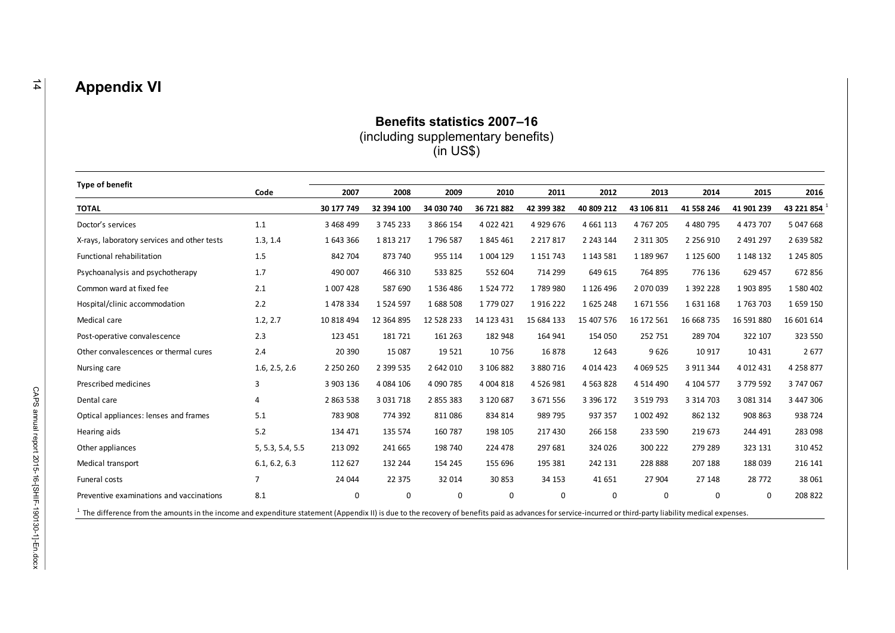# Appendix VI

**Benefits statistics 2007–16**
(including supplementary benefits)
(in US$)

| Type of benefit | Code | 2007 | 2008 | 2009 | 2010 | 2011 | 2012 | 2013 | 2014 | 2015 | 2016 |
|---|---|---|---|---|---|---|---|---|---|---|---|
| **TOTAL** | | **30 177 749** | **32 394 100** | **34 030 740** | **36 721 882** | **42 399 382** | **40 809 212** | **43 106 811** | **41 558 246** | **41 901 239** | **43 221 854** [1] |
| Doctor's services | 1.1 | 3 468 499 | 3 745 233 | 3 866 154 | 4 022 421 | 4 929 676 | 4 661 113 | 4 767 205 | 4 480 795 | 4 473 707 | 5 047 668 |
| X-rays, laboratory services and other tests | 1.3, 1.4 | 1 643 366 | 1 813 217 | 1 796 587 | 1 845 461 | 2 217 817 | 2 243 144 | 2 311 305 | 2 256 910 | 2 491 297 | 2 639 582 |
| Functional rehabilitation | 1.5 | 842 704 | 873 740 | 955 114 | 1 004 129 | 1 151 743 | 1 143 581 | 1 189 967 | 1 125 600 | 1 148 132 | 1 245 805 |
| Psychoanalysis and psychotherapy | 1.7 | 490 007 | 466 310 | 533 825 | 552 604 | 714 299 | 649 615 | 764 895 | 776 136 | 629 457 | 672 856 |
| Common ward at fixed fee | 2.1 | 1 007 428 | 587 690 | 1 536 486 | 1 524 772 | 1 789 980 | 1 126 496 | 2 070 039 | 1 392 228 | 1 903 895 | 1 580 402 |
| Hospital/clinic accommodation | 2.2 | 1 478 334 | 1 524 597 | 1 688 508 | 1 779 027 | 1 916 222 | 1 625 248 | 1 671 556 | 1 631 168 | 1 763 703 | 1 659 150 |
| Medical care | 1.2, 2.7 | 10 818 494 | 12 364 895 | 12 528 233 | 14 123 431 | 15 684 133 | 15 407 576 | 16 172 561 | 16 668 735 | 16 591 880 | 16 601 614 |
| Post-operative convalescence | 2.3 | 123 451 | 181 721 | 161 263 | 182 948 | 164 941 | 154 050 | 252 751 | 289 704 | 322 107 | 323 550 |
| Other convalescences or thermal cures | 2.4 | 20 390 | 15 087 | 19 521 | 10 756 | 16 878 | 12 643 | 9 626 | 10 917 | 10 431 | 2 677 |
| Nursing care | 1.6, 2.5, 2.6 | 2 250 260 | 2 399 535 | 2 642 010 | 3 106 882 | 3 880 716 | 4 014 423 | 4 069 525 | 3 911 344 | 4 012 431 | 4 258 877 |
| Prescribed medicines | 3 | 3 903 136 | 4 084 106 | 4 090 785 | 4 004 818 | 4 526 981 | 4 563 828 | 4 514 490 | 4 104 577 | 3 779 592 | 3 747 067 |
| Dental care | 4 | 2 863 538 | 3 031 718 | 2 855 383 | 3 120 687 | 3 671 556 | 3 396 172 | 3 519 793 | 3 314 703 | 3 081 314 | 3 447 306 |
| Optical appliances: lenses and frames | 5.1 | 783 908 | 774 392 | 811 086 | 834 814 | 989 795 | 937 357 | 1 002 492 | 862 132 | 908 863 | 938 724 |
| Hearing aids | 5.2 | 134 471 | 135 574 | 160 787 | 198 105 | 217 430 | 266 158 | 233 590 | 219 673 | 244 491 | 283 098 |
| Other appliances | 5, 5.3, 5.4, 5.5 | 213 092 | 241 665 | 198 740 | 224 478 | 297 681 | 324 026 | 300 222 | 279 289 | 323 131 | 310 452 |
| Medical transport | 6.1, 6.2, 6.3 | 112 627 | 132 244 | 154 245 | 155 696 | 195 381 | 242 131 | 228 888 | 207 188 | 188 039 | 216 141 |
| Funeral costs | 7 | 24 044 | 22 375 | 32 014 | 30 853 | 34 153 | 41 651 | 27 904 | 27 148 | 28 772 | 38 061 |
| Preventive examinations and vaccinations | 8.1 | 0 | 0 | 0 | 0 | 0 | 0 | 0 | 0 | 0 | 208 822 |

[1] The difference from the amounts in the income and expenditure statement (Appendix II) is due to the recovery of benefits paid as advances for service-incurred or third-party liability medical expenses.